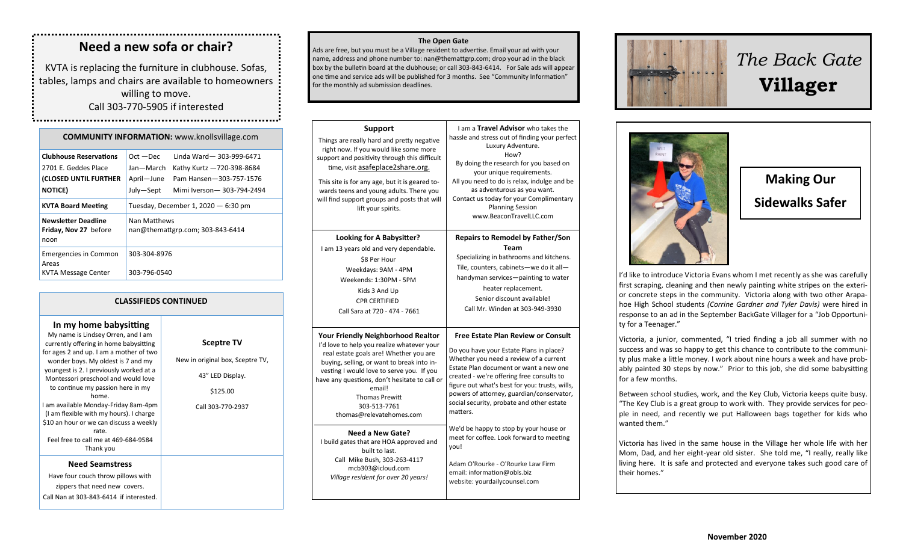## Need a new sofa or chair?

KVTA is replacing the furniture in clubhouse. Sofas, tables, lamps and chairs are available to homeowners willing to move.
Call 303-770-5905 if interested

**COMMUNITY INFORMATION:** www.knollsvillage.com

| | | |
|---|---|---|
| **Clubhouse Reservations** 2701 E. Geddes Place **(CLOSED UNTIL FURTHER NOTICE)** | Oct —Dec | Linda Ward— 303-999-6471 |
| | Jan—March | Kathy Kurtz —720-398-8684 |
| | April—June | Pam Hansen—303-757-1576 |
| | July—Sept | Mimi Iverson— 303-794-2494 |
| **KVTA Board Meeting** | Tuesday, December 1, 2020 — 6:30 pm | |
| **Newsletter Deadline Friday, Nov 27** before noon | Nan Matthews nan@themattgrp.com; 303-843-6414 | |
| Emergencies in Common Areas | 303-304-8976 | |
| KVTA Message Center | 303-796-0540 | |

### CLASSIFIEDS CONTINUED

**In my home babysitting**

My name is Lindsey Orren, and I am currently offering in home babysitting for ages 2 and up. I am a mother of two wonder boys. My oldest is 7 and my youngest is 2. I previously worked at a Montessori preschool and would love to continue my passion here in my home.
I am available Monday-Friday 8am-4pm (I am flexible with my hours). I charge $10 an hour or we can discuss a weekly rate.
Feel free to call me at 469-684-9584
Thank you

**Sceptre TV**

New in original box, Sceptre TV,
43" LED Display.
$125.00
Call 303-770-2937

**Need Seamstress**

Have four couch throw pillows with zippers that need new covers.
Call Nan at 303-843-6414 if interested.

### The Open Gate

Ads are free, but you must be a Village resident to advertise. Email your ad with your name, address and phone number to: nan@themattgrp.com; drop your ad in the black box by the bulletin board at the clubhouse; or call 303-843-6414. For Sale ads will appear one time and service ads will be published for 3 months. See "Community Information" for the monthly ad submission deadlines.

**Support**

Things are really hard and pretty negative right now. If you would like some more support and positivity through this difficult time, visit asafeplace2share.org.

This site is for any age, but it is geared towards teens and young adults. There you will find support groups and posts that will lift your spirits.

I am a **Travel Advisor** who takes the hassle and stress out of finding your perfect Luxury Adventure.
How?
By doing the research for you based on your unique requirements.
All you need to do is relax, indulge and be as adventurous as you want.
Contact us today for your Complimentary Planning Session
www.BeaconTravelLLC.com

**Looking for A Babysitter?**

I am 13 years old and very dependable.
$8 Per Hour
Weekdays: 9AM - 4PM
Weekends: 1:30PM - 5PM
Kids 3 And Up
CPR CERTIFIED
Call Sara at 720 - 474 - 7661

**Repairs to Remodel by Father/Son Team**

Specializing in bathrooms and kitchens.
Tile, counters, cabinets—we do it all—
handyman services—painting to water heater replacement.
Senior discount available!
Call Mr. Winden at 303-949-3930

**Your Friendly Neighborhood Realtor**

I'd love to help you realize whatever your real estate goals are! Whether you are buying, selling, or want to break into investing I would love to serve you. If you have any questions, don't hesitate to call or email!
Thomas Prewitt
303-513-7761
thomas@relevatehomes.com

**Need a New Gate?**

I build gates that are HOA approved and built to last.
Call Mike Bush, 303-263-4117
mcb303@icloud.com
*Village resident for over 20 years!*

**Free Estate Plan Review or Consult**

Do you have your Estate Plans in place? Whether you need a review of a current Estate Plan document or want a new one created - we're offering free consults to figure out what's best for you: trusts, wills, powers of attorney, guardian/conservator, social security, probate and other estate matters.

We'd be happy to stop by your house or meet for coffee. Look forward to meeting you!

Adam O'Rourke - O'Rourke Law Firm
email: information@obls.biz
website: yourdailycounsel.com

# *The Back Gate* **Villager**

## Making Our Sidewalks Safer

I'd like to introduce Victoria Evans whom I met recently as she was carefully first scraping, cleaning and then newly painting white stripes on the exterior concrete steps in the community. Victoria along with two other Arapahoe High School students *(Corrine Gardner and Tyler Davis)* were hired in response to an ad in the September BackGate Villager for a "Job Opportunity for a Teenager."

Victoria, a junior, commented, "I tried finding a job all summer with no success and was so happy to get this chance to contribute to the community plus make a little money. I work about nine hours a week and have probably painted 30 steps by now." Prior to this job, she did some babysitting for a few months.

Between school studies, work, and the Key Club, Victoria keeps quite busy. "The Key Club is a great group to work with. They provide services for people in need, and recently we put Halloween bags together for kids who wanted them."

Victoria has lived in the same house in the Village her whole life with her Mom, Dad, and her eight-year old sister. She told me, "I really, really like living here. It is safe and protected and everyone takes such good care of their homes."

**November 2020**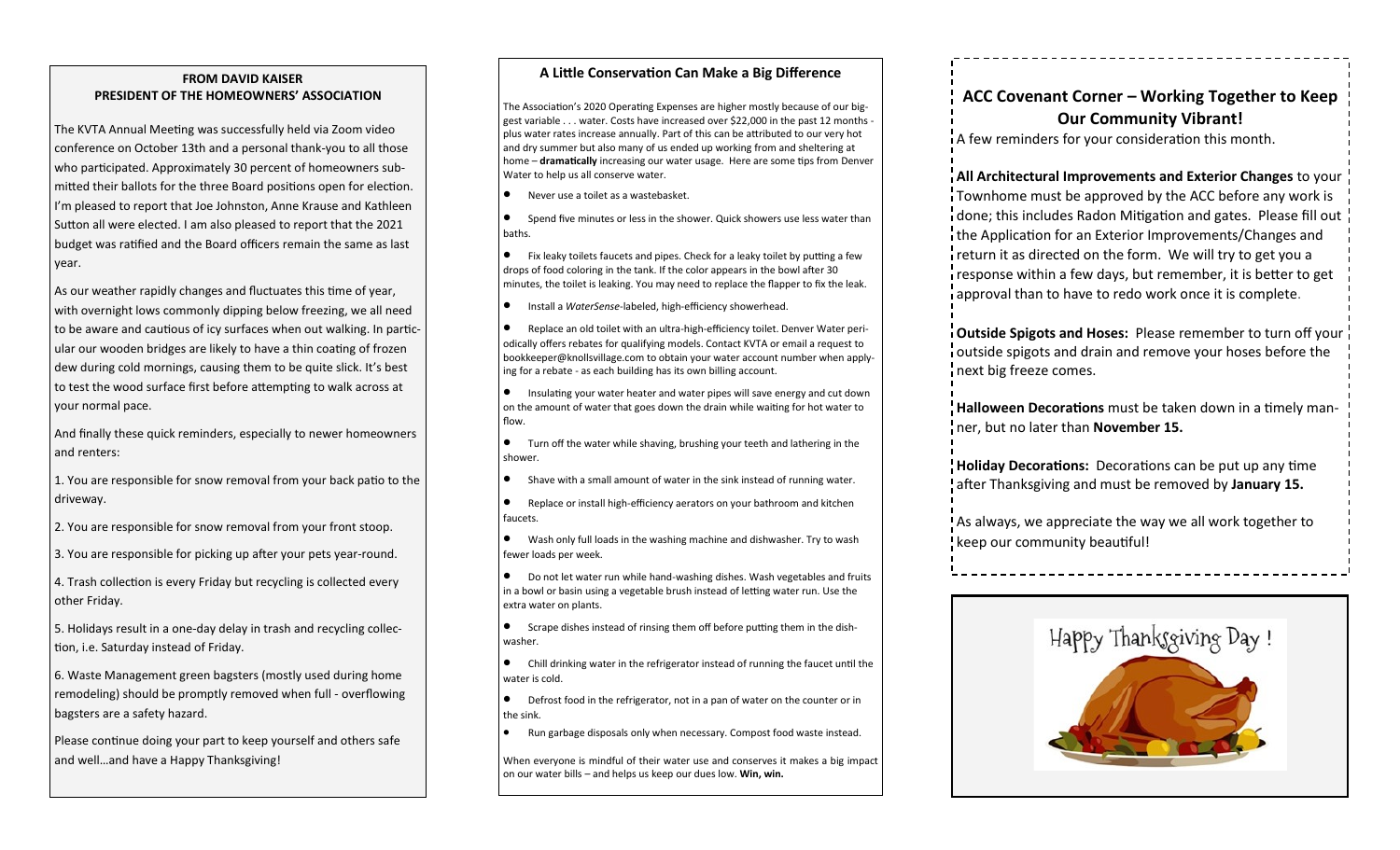## FROM DAVID KAISER
## PRESIDENT OF THE HOMEOWNERS' ASSOCIATION

The KVTA Annual Meeting was successfully held via Zoom video conference on October 13th and a personal thank-you to all those who participated. Approximately 30 percent of homeowners submitted their ballots for the three Board positions open for election. I'm pleased to report that Joe Johnston, Anne Krause and Kathleen Sutton all were elected. I am also pleased to report that the 2021 budget was ratified and the Board officers remain the same as last year.

As our weather rapidly changes and fluctuates this time of year, with overnight lows commonly dipping below freezing, we all need to be aware and cautious of icy surfaces when out walking. In particular our wooden bridges are likely to have a thin coating of frozen dew during cold mornings, causing them to be quite slick. It's best to test the wood surface first before attempting to walk across at your normal pace.

And finally these quick reminders, especially to newer homeowners and renters:

1. You are responsible for snow removal from your back patio to the driveway.

2. You are responsible for snow removal from your front stoop.

3. You are responsible for picking up after your pets year-round.

4. Trash collection is every Friday but recycling is collected every other Friday.

5. Holidays result in a one-day delay in trash and recycling collection, i.e. Saturday instead of Friday.

6. Waste Management green bagsters (mostly used during home remodeling) should be promptly removed when full - overflowing bagsters are a safety hazard.

Please continue doing your part to keep yourself and others safe and well…and have a Happy Thanksgiving!

## A Little Conservation Can Make a Big Difference

The Association's 2020 Operating Expenses are higher mostly because of our biggest variable . . . water. Costs have increased over $22,000 in the past 12 months - plus water rates increase annually. Part of this can be attributed to our very hot and dry summer but also many of us ended up working from and sheltering at home – **dramatically** increasing our water usage. Here are some tips from Denver Water to help us all conserve water.

- Never use a toilet as a wastebasket.
- Spend five minutes or less in the shower. Quick showers use less water than baths.
- Fix leaky toilets faucets and pipes. Check for a leaky toilet by putting a few drops of food coloring in the tank. If the color appears in the bowl after 30 minutes, the toilet is leaking. You may need to replace the flapper to fix the leak.
- Install a *WaterSense*-labeled, high-efficiency showerhead.
- Replace an old toilet with an ultra-high-efficiency toilet. Denver Water periodically offers rebates for qualifying models. Contact KVTA or email a request to bookkeeper@knollsvillage.com to obtain your water account number when applying for a rebate - as each building has its own billing account.
- Insulating your water heater and water pipes will save energy and cut down on the amount of water that goes down the drain while waiting for hot water to flow.
- Turn off the water while shaving, brushing your teeth and lathering in the shower.
- Shave with a small amount of water in the sink instead of running water.
- Replace or install high-efficiency aerators on your bathroom and kitchen faucets.
- Wash only full loads in the washing machine and dishwasher. Try to wash fewer loads per week.
- Do not let water run while hand-washing dishes. Wash vegetables and fruits in a bowl or basin using a vegetable brush instead of letting water run. Use the extra water on plants.
- Scrape dishes instead of rinsing them off before putting them in the dishwasher.
- Chill drinking water in the refrigerator instead of running the faucet until the water is cold.
- Defrost food in the refrigerator, not in a pan of water on the counter or in the sink.
- Run garbage disposals only when necessary. Compost food waste instead.

When everyone is mindful of their water use and conserves it makes a big impact on our water bills – and helps us keep our dues low. **Win, win.**

## ACC Covenant Corner – Working Together to Keep Our Community Vibrant!

A few reminders for your consideration this month.

**All Architectural Improvements and Exterior Changes** to your Townhome must be approved by the ACC before any work is done; this includes Radon Mitigation and gates. Please fill out the Application for an Exterior Improvements/Changes and return it as directed on the form. We will try to get you a response within a few days, but remember, it is better to get approval than to have to redo work once it is complete.

**Outside Spigots and Hoses:** Please remember to turn off your outside spigots and drain and remove your hoses before the next big freeze comes.

**Halloween Decorations** must be taken down in a timely manner, but no later than **November 15.**

**Holiday Decorations:** Decorations can be put up any time after Thanksgiving and must be removed by **January 15.**

As always, we appreciate the way we all work together to keep our community beautiful!

Happy Thanksgiving Day !